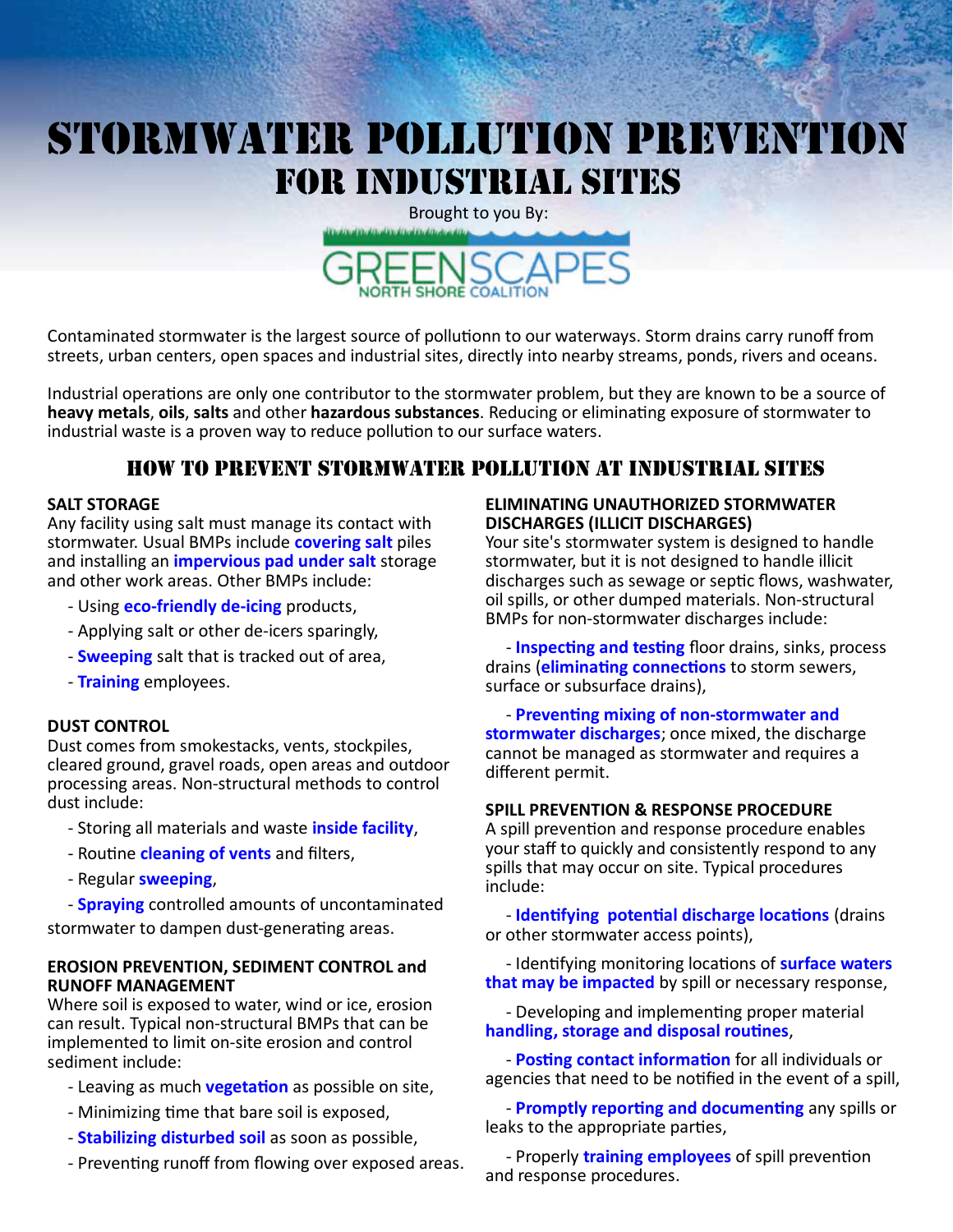# STORMWATER POLLUTION PREVENTION FOR INDUSTRIAL SITES

Brought to you By:

GREENSCAPES NORTH SHORE COALITION

Contaminated stormwater is the largest source of pollutionn to our waterways. Storm drains carry runoff from streets, urban centers, open spaces and industrial sites, directly into nearby streams, ponds, rivers and oceans.

Industrial operations are only one contributor to the stormwater problem, but they are known to be a source of **heavy metals**, **oils**, **salts** and other **hazardous substances**. Reducing or eliminating exposure of stormwater to industrial waste is a proven way to reduce pollution to our surface waters.

## HOW TO PREVENT STORMWATER POLLUTION AT INDUSTRIAL SITES

### SALT STORAGE

Any facility using salt must manage its contact with stormwater. Usual BMPs include **covering salt** piles and installing an **impervious pad under salt** storage and other work areas. Other BMPs include:

- Using **eco-friendly de-icing** products,
- Applying salt or other de-icers sparingly,
- **Sweeping** salt that is tracked out of area,
- **Training** employees.

### DUST CONTROL

Dust comes from smokestacks, vents, stockpiles, cleared ground, gravel roads, open areas and outdoor processing areas. Non-structural methods to control dust include:

- Storing all materials and waste **inside facility**,
- Routine **cleaning of vents** and filters,
- Regular **sweeping**,
- **Spraying** controlled amounts of uncontaminated stormwater to dampen dust-generating areas.

### EROSION PREVENTION, SEDIMENT CONTROL and RUNOFF MANAGEMENT

Where soil is exposed to water, wind or ice, erosion can result. Typical non-structural BMPs that can be implemented to limit on-site erosion and control sediment include:

- Leaving as much **vegetation** as possible on site,
- Minimizing time that bare soil is exposed,
- **Stabilizing disturbed soil** as soon as possible,
- Preventing runoff from flowing over exposed areas.

### ELIMINATING UNAUTHORIZED STORMWATER DISCHARGES (ILLICIT DISCHARGES)

Your site's stormwater system is designed to handle stormwater, but it is not designed to handle illicit discharges such as sewage or septic flows, washwater, oil spills, or other dumped materials. Non-structural BMPs for non-stormwater discharges include:

- **Inspecting and testing** floor drains, sinks, process drains (**eliminating connections** to storm sewers, surface or subsurface drains),
- **Preventing mixing of non-stormwater and stormwater discharges**; once mixed, the discharge cannot be managed as stormwater and requires a different permit.

### SPILL PREVENTION & RESPONSE PROCEDURE

A spill prevention and response procedure enables your staff to quickly and consistently respond to any spills that may occur on site. Typical procedures include:

- **Identifying potential discharge locations** (drains or other stormwater access points),
- Identifying monitoring locations of **surface waters that may be impacted** by spill or necessary response,
- Developing and implementing proper material **handling, storage and disposal routines**,
- **Posting contact information** for all individuals or agencies that need to be notified in the event of a spill,
- **Promptly reporting and documenting** any spills or leaks to the appropriate parties,
- Properly **training employees** of spill prevention and response procedures.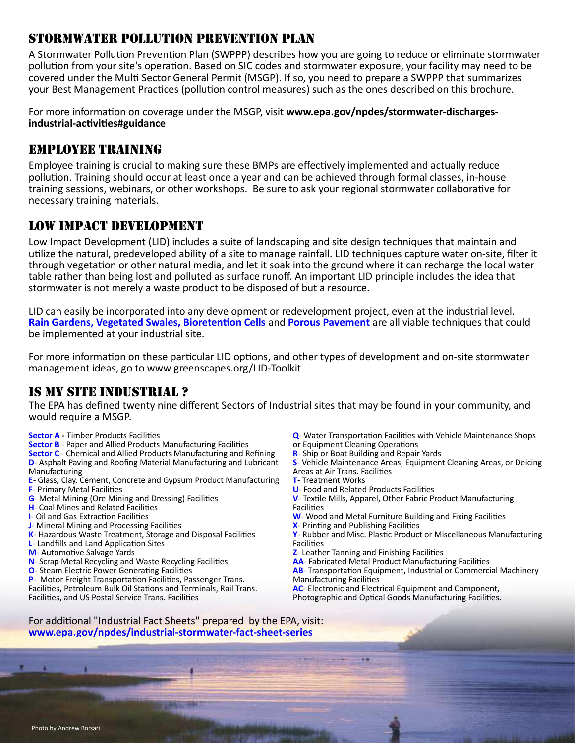## STORMWATER POLLUTION PREVENTION PLAN

A Stormwater Pollution Prevention Plan (SWPPP) describes how you are going to reduce or eliminate stormwater pollution from your site's operation. Based on SIC codes and stormwater exposure, your facility may need to be covered under the Multi Sector General Permit (MSGP). If so, you need to prepare a SWPPP that summarizes your Best Management Practices (pollution control measures) such as the ones described on this brochure.

For more information on coverage under the MSGP, visit **www.epa.gov/npdes/stormwater-discharges-industrial-activities#guidance**

## EMPLOYEE TRAINING

Employee training is crucial to making sure these BMPs are effectively implemented and actually reduce pollution. Training should occur at least once a year and can be achieved through formal classes, in-house training sessions, webinars, or other workshops. Be sure to ask your regional stormwater collaborative for necessary training materials.

## LOW IMPACT DEVELOPMENT

Low Impact Development (LID) includes a suite of landscaping and site design techniques that maintain and utilize the natural, predeveloped ability of a site to manage rainfall. LID techniques capture water on-site, filter it through vegetation or other natural media, and let it soak into the ground where it can recharge the local water table rather than being lost and polluted as surface runoff. An important LID principle includes the idea that stormwater is not merely a waste product to be disposed of but a resource.

LID can easily be incorporated into any development or redevelopment project, even at the industrial level. **Rain Gardens, Vegetated Swales, Bioretention Cells** and **Porous Pavement** are all viable techniques that could be implemented at your industrial site.

For more information on these particular LID options, and other types of development and on-site stormwater management ideas, go to www.greenscapes.org/LID-Toolkit

## IS MY SITE INDUSTRIAL ?

The EPA has defined twenty nine different Sectors of Industrial sites that may be found in your community, and would require a MSGP.

- **Sector A -** Timber Products Facilities
- **Sector B** - Paper and Allied Products Manufacturing Facilities
- **Sector C** - Chemical and Allied Products Manufacturing and Refining
- **D**- Asphalt Paving and Roofing Material Manufacturing and Lubricant Manufacturing
- **E**- Glass, Clay, Cement, Concrete and Gypsum Product Manufacturing
- **F**- Primary Metal Facilities
- **G**- Metal Mining (Ore Mining and Dressing) Facilities
- **H**- Coal Mines and Related Facilities
- **I**- Oil and Gas Extraction Facilities
- **J**- Mineral Mining and Processing Facilities
- **K**- Hazardous Waste Treatment, Storage and Disposal Facilities
- **L**- Landfills and Land Application Sites
- **M**- Automotive Salvage Yards
- **N**- Scrap Metal Recycling and Waste Recycling Facilities
- **O**- Steam Electric Power Generating Facilities
- **P**- Motor Freight Transportation Facilities, Passenger Trans. Facilities, Petroleum Bulk Oil Stations and Terminals, Rail Trans. Facilities, and US Postal Service Trans. Facilities
- **Q**- Water Transportation Facilities with Vehicle Maintenance Shops or Equipment Cleaning Operations
- **R**- Ship or Boat Building and Repair Yards
- **S**- Vehicle Maintenance Areas, Equipment Cleaning Areas, or Deicing Areas at Air Trans. Facilities
- **T**- Treatment Works
- **U**- Food and Related Products Facilities
- **V**- Textile Mills, Apparel, Other Fabric Product Manufacturing Facilities
- **W**- Wood and Metal Furniture Building and Fixing Facilities
- **X**- Printing and Publishing Facilities
- **Y**- Rubber and Misc. Plastic Product or Miscellaneous Manufacturing Facilities
- **Z**- Leather Tanning and Finishing Facilities
- **AA**- Fabricated Metal Product Manufacturing Facilities
- **AB**- Transportation Equipment, Industrial or Commercial Machinery Manufacturing Facilities
- **AC**- Electronic and Electrical Equipment and Component, Photographic and Optical Goods Manufacturing Facilities.

For additional "Industrial Fact Sheets" prepared by the EPA, visit:
**www.epa.gov/npdes/industrial-stormwater-fact-sheet-series**

Photo by Andrew Borsari